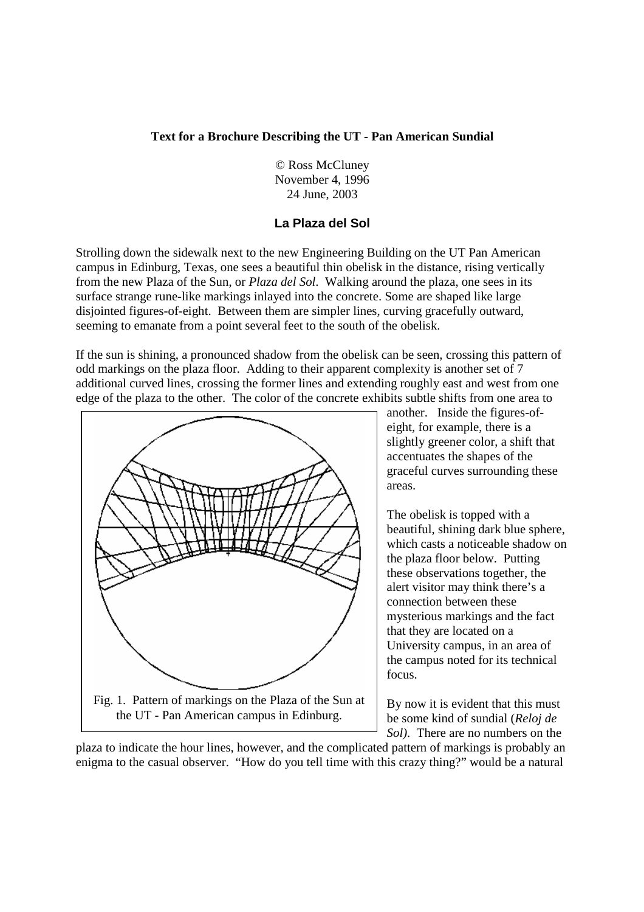**Text for a Brochure Describing the UT - Pan American Sundial**

© Ross McCluney
November 4, 1996
24 June, 2003

## La Plaza del Sol

Strolling down the sidewalk next to the new Engineering Building on the UT Pan American campus in Edinburg, Texas, one sees a beautiful thin obelisk in the distance, rising vertically from the new Plaza of the Sun, or *Plaza del Sol*. Walking around the plaza, one sees in its surface strange rune-like markings inlayed into the concrete. Some are shaped like large disjointed figures-of-eight. Between them are simpler lines, curving gracefully outward, seeming to emanate from a point several feet to the south of the obelisk.

If the sun is shining, a pronounced shadow from the obelisk can be seen, crossing this pattern of odd markings on the plaza floor. Adding to their apparent complexity is another set of 7 additional curved lines, crossing the former lines and extending roughly east and west from one edge of the plaza to the other. The color of the concrete exhibits subtle shifts from one area to another. Inside the figures-of-eight, for example, there is a slightly greener color, a shift that accentuates the shapes of the graceful curves surrounding these areas.

Fig. 1. Pattern of markings on the Plaza of the Sun at the UT - Pan American campus in Edinburg.

The obelisk is topped with a beautiful, shining dark blue sphere, which casts a noticeable shadow on the plaza floor below. Putting these observations together, the alert visitor may think there's a connection between these mysterious markings and the fact that they are located on a University campus, in an area of the campus noted for its technical focus.

By now it is evident that this must be some kind of sundial (*Reloj de Sol)*. There are no numbers on the plaza to indicate the hour lines, however, and the complicated pattern of markings is probably an enigma to the casual observer. "How do you tell time with this crazy thing?" would be a natural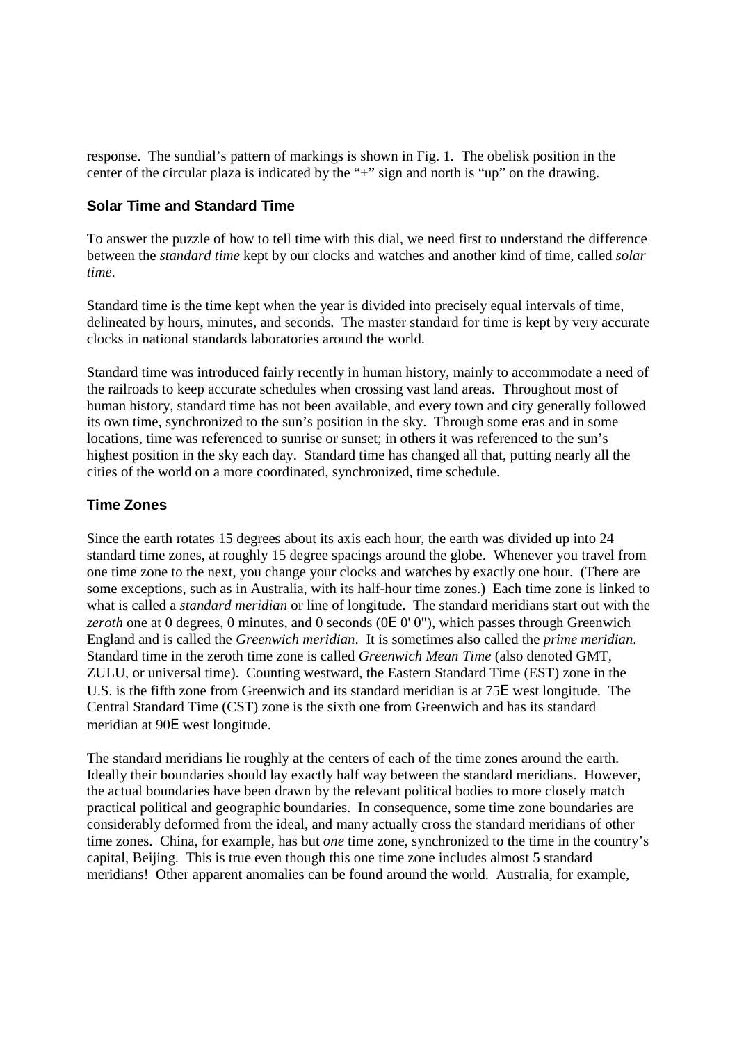response. The sundial's pattern of markings is shown in Fig. 1. The obelisk position in the center of the circular plaza is indicated by the "+" sign and north is "up" on the drawing.

## Solar Time and Standard Time

To answer the puzzle of how to tell time with this dial, we need first to understand the difference between the *standard time* kept by our clocks and watches and another kind of time, called *solar time*.

Standard time is the time kept when the year is divided into precisely equal intervals of time, delineated by hours, minutes, and seconds. The master standard for time is kept by very accurate clocks in national standards laboratories around the world.

Standard time was introduced fairly recently in human history, mainly to accommodate a need of the railroads to keep accurate schedules when crossing vast land areas. Throughout most of human history, standard time has not been available, and every town and city generally followed its own time, synchronized to the sun's position in the sky. Through some eras and in some locations, time was referenced to sunrise or sunset; in others it was referenced to the sun's highest position in the sky each day. Standard time has changed all that, putting nearly all the cities of the world on a more coordinated, synchronized, time schedule.

## Time Zones

Since the earth rotates 15 degrees about its axis each hour, the earth was divided up into 24 standard time zones, at roughly 15 degree spacings around the globe. Whenever you travel from one time zone to the next, you change your clocks and watches by exactly one hour. (There are some exceptions, such as in Australia, with its half-hour time zones.) Each time zone is linked to what is called a *standard meridian* or line of longitude. The standard meridians start out with the *zeroth* one at 0 degrees, 0 minutes, and 0 seconds (0E 0' 0"), which passes through Greenwich England and is called the *Greenwich meridian*. It is sometimes also called the *prime meridian*. Standard time in the zeroth time zone is called *Greenwich Mean Time* (also denoted GMT, ZULU, or universal time). Counting westward, the Eastern Standard Time (EST) zone in the U.S. is the fifth zone from Greenwich and its standard meridian is at 75E west longitude. The Central Standard Time (CST) zone is the sixth one from Greenwich and has its standard meridian at 90E west longitude.

The standard meridians lie roughly at the centers of each of the time zones around the earth. Ideally their boundaries should lay exactly half way between the standard meridians. However, the actual boundaries have been drawn by the relevant political bodies to more closely match practical political and geographic boundaries. In consequence, some time zone boundaries are considerably deformed from the ideal, and many actually cross the standard meridians of other time zones. China, for example, has but *one* time zone, synchronized to the time in the country's capital, Beijing. This is true even though this one time zone includes almost 5 standard meridians! Other apparent anomalies can be found around the world. Australia, for example,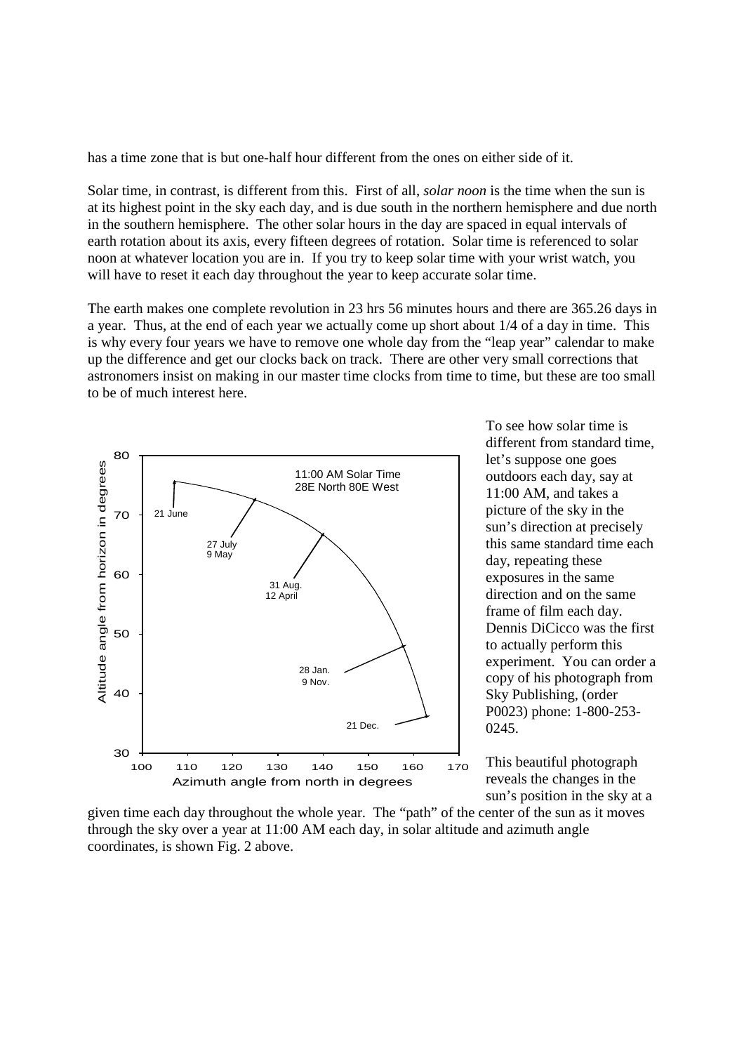has a time zone that is but one-half hour different from the ones on either side of it.

Solar time, in contrast, is different from this. First of all, *solar noon* is the time when the sun is at its highest point in the sky each day, and is due south in the northern hemisphere and due north in the southern hemisphere. The other solar hours in the day are spaced in equal intervals of earth rotation about its axis, every fifteen degrees of rotation. Solar time is referenced to solar noon at whatever location you are in. If you try to keep solar time with your wrist watch, you will have to reset it each day throughout the year to keep accurate solar time.

The earth makes one complete revolution in 23 hrs 56 minutes hours and there are 365.26 days in a year. Thus, at the end of each year we actually come up short about 1/4 of a day in time. This is why every four years we have to remove one whole day from the "leap year" calendar to make up the difference and get our clocks back on track. There are other very small corrections that astronomers insist on making in our master time clocks from time to time, but these are too small to be of much interest here.

To see how solar time is different from standard time, let's suppose one goes outdoors each day, say at 11:00 AM, and takes a picture of the sky in the sun's direction at precisely this same standard time each day, repeating these exposures in the same direction and on the same frame of film each day. Dennis DiCicco was the first to actually perform this experiment. You can order a copy of his photograph from Sky Publishing, (order P0023) phone: 1-800-253-0245.

This beautiful photograph reveals the changes in the sun's position in the sky at a given time each day throughout the whole year. The "path" of the center of the sun as it moves through the sky over a year at 11:00 AM each day, in solar altitude and azimuth angle coordinates, is shown Fig. 2 above.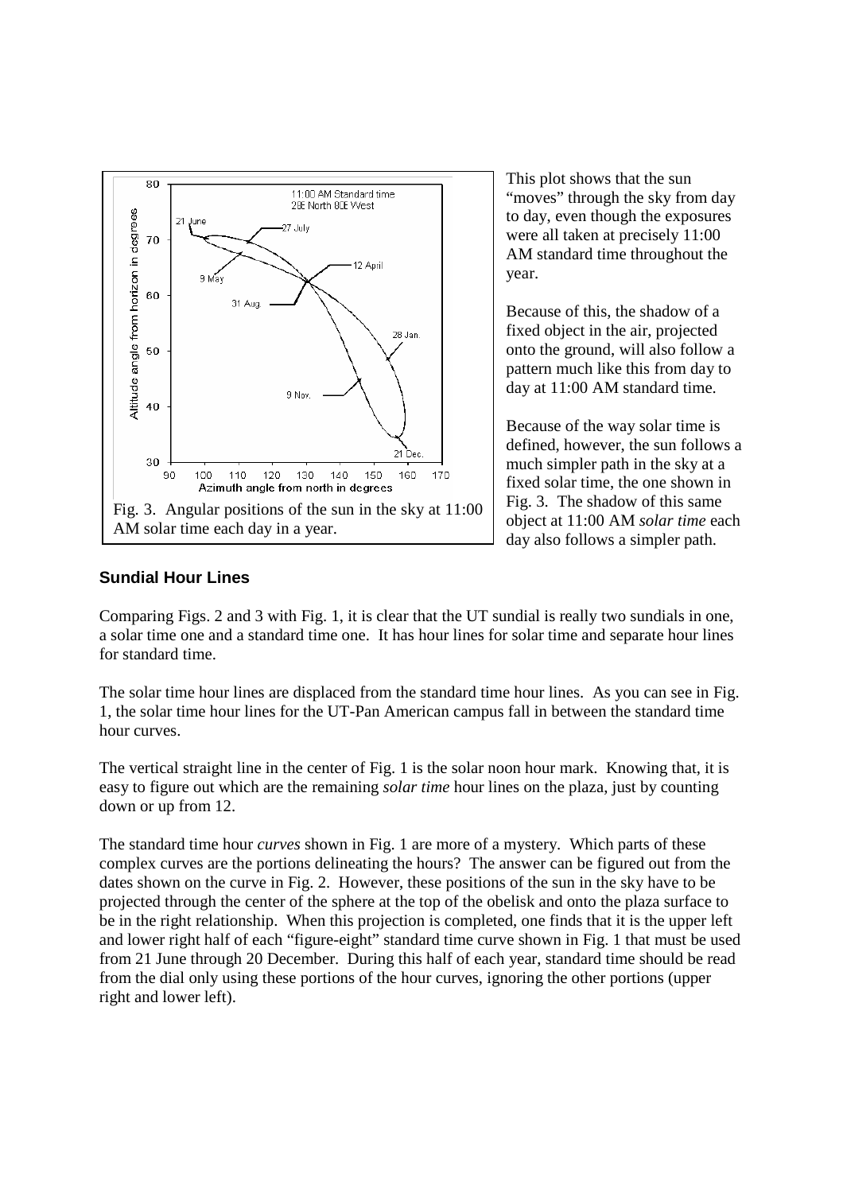Fig. 3. Angular positions of the sun in the sky at 11:00 AM solar time each day in a year.

This plot shows that the sun "moves" through the sky from day to day, even though the exposures were all taken at precisely 11:00 AM standard time throughout the year.

Because of this, the shadow of a fixed object in the air, projected onto the ground, will also follow a pattern much like this from day to day at 11:00 AM standard time.

Because of the way solar time is defined, however, the sun follows a much simpler path in the sky at a fixed solar time, the one shown in Fig. 3. The shadow of this same object at 11:00 AM *solar time* each day also follows a simpler path.

## Sundial Hour Lines

Comparing Figs. 2 and 3 with Fig. 1, it is clear that the UT sundial is really two sundials in one, a solar time one and a standard time one. It has hour lines for solar time and separate hour lines for standard time.

The solar time hour lines are displaced from the standard time hour lines. As you can see in Fig. 1, the solar time hour lines for the UT-Pan American campus fall in between the standard time hour curves.

The vertical straight line in the center of Fig. 1 is the solar noon hour mark. Knowing that, it is easy to figure out which are the remaining *solar time* hour lines on the plaza, just by counting down or up from 12.

The standard time hour *curves* shown in Fig. 1 are more of a mystery. Which parts of these complex curves are the portions delineating the hours? The answer can be figured out from the dates shown on the curve in Fig. 2. However, these positions of the sun in the sky have to be projected through the center of the sphere at the top of the obelisk and onto the plaza surface to be in the right relationship. When this projection is completed, one finds that it is the upper left and lower right half of each "figure-eight" standard time curve shown in Fig. 1 that must be used from 21 June through 20 December. During this half of each year, standard time should be read from the dial only using these portions of the hour curves, ignoring the other portions (upper right and lower left).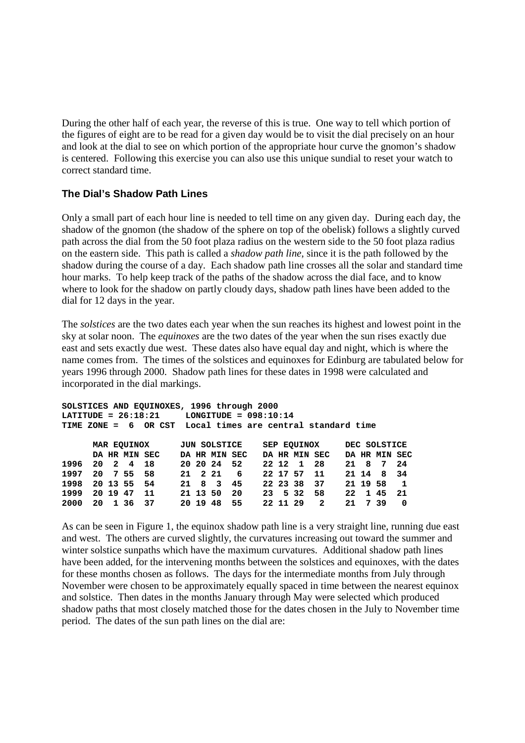During the other half of each year, the reverse of this is true. One way to tell which portion of the figures of eight are to be read for a given day would be to visit the dial precisely on an hour and look at the dial to see on which portion of the appropriate hour curve the gnomon's shadow is centered. Following this exercise you can also use this unique sundial to reset your watch to correct standard time.

### The Dial's Shadow Path Lines

Only a small part of each hour line is needed to tell time on any given day. During each day, the shadow of the gnomon (the shadow of the sphere on top of the obelisk) follows a slightly curved path across the dial from the 50 foot plaza radius on the western side to the 50 foot plaza radius on the eastern side. This path is called a *shadow path line*, since it is the path followed by the shadow during the course of a day. Each shadow path line crosses all the solar and standard time hour marks. To help keep track of the paths of the shadow across the dial face, and to know where to look for the shadow on partly cloudy days, shadow path lines have been added to the dial for 12 days in the year.

The *solstices* are the two dates each year when the sun reaches its highest and lowest point in the sky at solar noon. The *equinoxes* are the two dates of the year when the sun rises exactly due east and sets exactly due west. These dates also have equal day and night, which is where the name comes from. The times of the solstices and equinoxes for Edinburg are tabulated below for years 1996 through 2000. Shadow path lines for these dates in 1998 were calculated and incorporated in the dial markings.

**SOLSTICES AND EQUINOXES, 1996 through 2000**
**LATITUDE = 26:18:21     LONGITUDE = 098:10:14**
**TIME ZONE = 6 OR CST  Local times are central standard time**

| | MAR EQUINOX | | | | JUN SOLSTICE | | | | SEP EQUINOX | | | | DEC SOLSTICE | | | |
|---|---|---|---|---|---|---|---|---|---|---|---|---|---|---|---|---|
| | DA | HR | MIN | SEC | DA | HR | MIN | SEC | DA | HR | MIN | SEC | DA | HR | MIN | SEC |
| 1996 | 20 | 2 | 4 | 18 | 20 | 20 | 24 | 52 | 22 | 12 | 1 | 28 | 21 | 8 | 7 | 24 |
| 1997 | 20 | 7 | 55 | 58 | 21 | 2 | 21 | 6 | 22 | 17 | 57 | 11 | 21 | 14 | 8 | 34 |
| 1998 | 20 | 13 | 55 | 54 | 21 | 8 | 3 | 45 | 22 | 23 | 38 | 37 | 21 | 19 | 58 | 1 |
| 1999 | 20 | 19 | 47 | 11 | 21 | 13 | 50 | 20 | 23 | 5 | 32 | 58 | 22 | 1 | 45 | 21 |
| 2000 | 20 | 1 | 36 | 37 | 20 | 19 | 48 | 55 | 22 | 11 | 29 | 2 | 21 | 7 | 39 | 0 |

As can be seen in Figure 1, the equinox shadow path line is a very straight line, running due east and west. The others are curved slightly, the curvatures increasing out toward the summer and winter solstice sunpaths which have the maximum curvatures. Additional shadow path lines have been added, for the intervening months between the solstices and equinoxes, with the dates for these months chosen as follows. The days for the intermediate months from July through November were chosen to be approximately equally spaced in time between the nearest equinox and solstice. Then dates in the months January through May were selected which produced shadow paths that most closely matched those for the dates chosen in the July to November time period. The dates of the sun path lines on the dial are: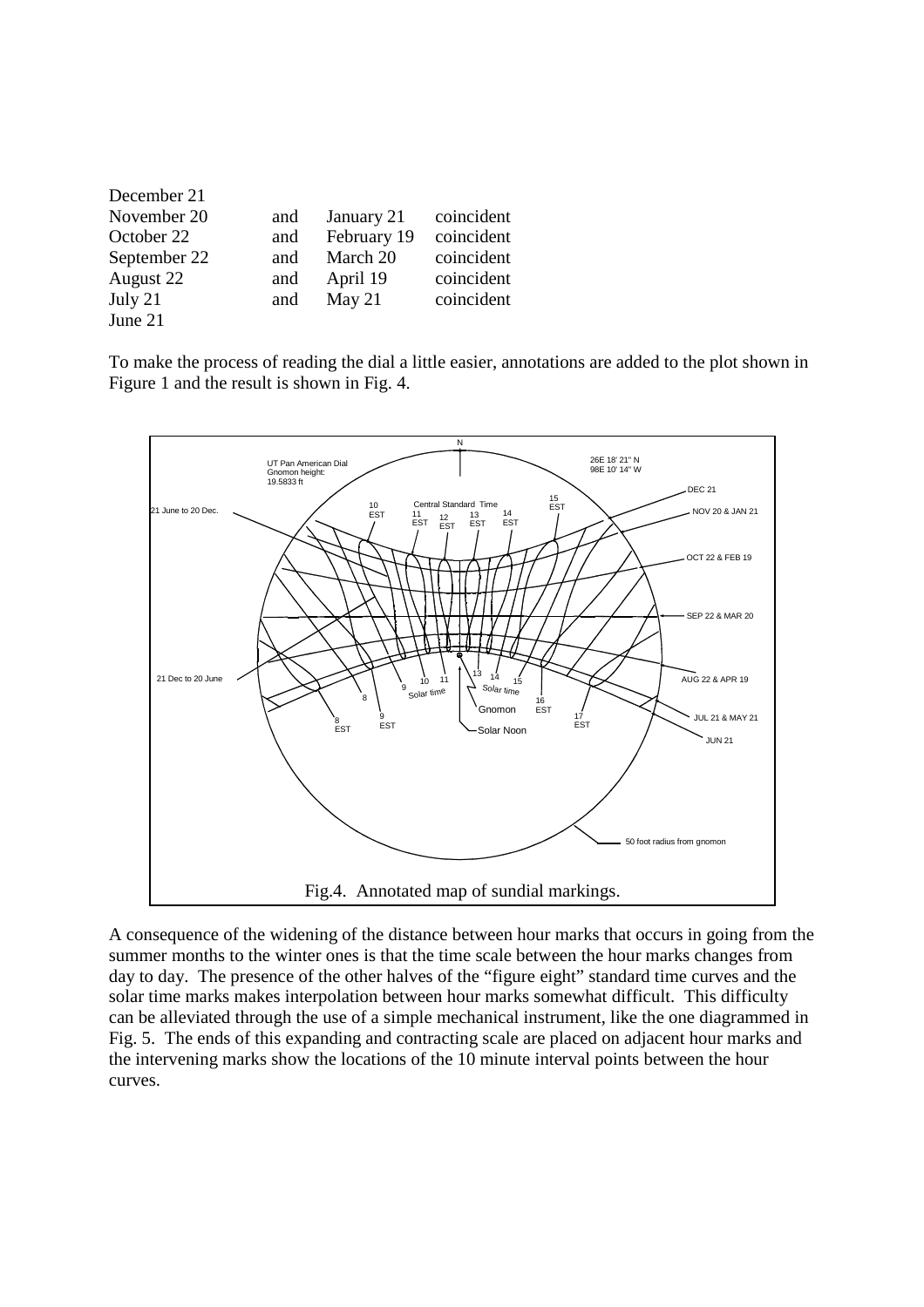| | | | |
|---|---|---|---|
| December 21 | | | |
| November 20 | and | January 21 | coincident |
| October 22 | and | February 19 | coincident |
| September 22 | and | March 20 | coincident |
| August 22 | and | April 19 | coincident |
| July 21 | and | May 21 | coincident |
| June 21 | | | |

To make the process of reading the dial a little easier, annotations are added to the plot shown in Figure 1 and the result is shown in Fig. 4.

Fig.4. Annotated map of sundial markings.

A consequence of the widening of the distance between hour marks that occurs in going from the summer months to the winter ones is that the time scale between the hour marks changes from day to day. The presence of the other halves of the "figure eight" standard time curves and the solar time marks makes interpolation between hour marks somewhat difficult. This difficulty can be alleviated through the use of a simple mechanical instrument, like the one diagrammed in Fig. 5. The ends of this expanding and contracting scale are placed on adjacent hour marks and the intervening marks show the locations of the 10 minute interval points between the hour curves.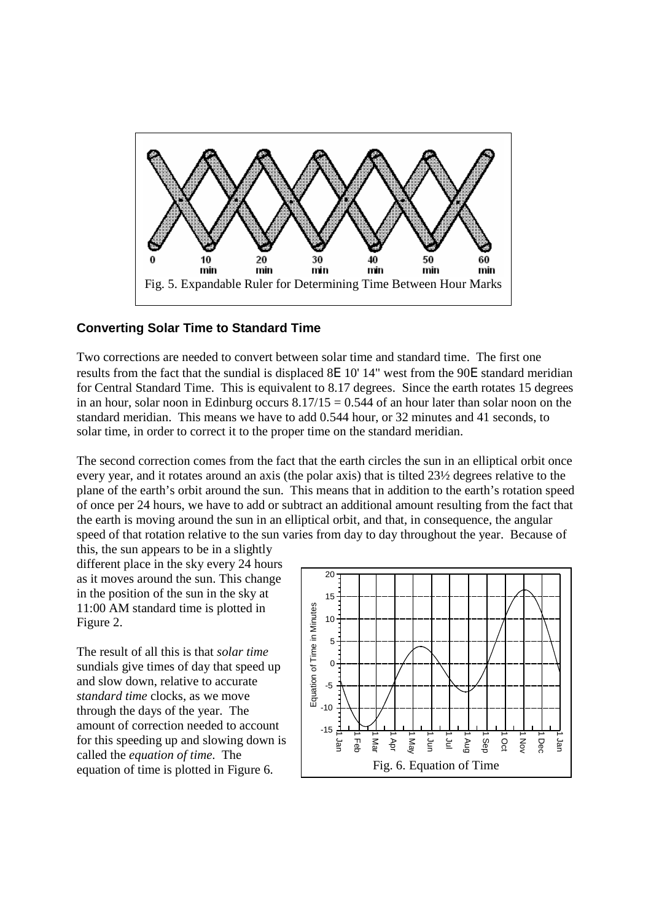Fig. 5. Expandable Ruler for Determining Time Between Hour Marks

## Converting Solar Time to Standard Time

Two corrections are needed to convert between solar time and standard time. The first one results from the fact that the sundial is displaced 8° 10' 14" west from the 90° standard meridian for Central Standard Time. This is equivalent to 8.17 degrees. Since the earth rotates 15 degrees in an hour, solar noon in Edinburg occurs 8.17/15 = 0.544 of an hour later than solar noon on the standard meridian. This means we have to add 0.544 hour, or 32 minutes and 41 seconds, to solar time, in order to correct it to the proper time on the standard meridian.

The second correction comes from the fact that the earth circles the sun in an elliptical orbit once every year, and it rotates around an axis (the polar axis) that is tilted 23½ degrees relative to the plane of the earth's orbit around the sun. This means that in addition to the earth's rotation speed of once per 24 hours, we have to add or subtract an additional amount resulting from the fact that the earth is moving around the sun in an elliptical orbit, and that, in consequence, the angular speed of that rotation relative to the sun varies from day to day throughout the year. Because of this, the sun appears to be in a slightly different place in the sky every 24 hours as it moves around the sun. This change in the position of the sun in the sky at 11:00 AM standard time is plotted in Figure 2.

The result of all this is that *solar time* sundials give times of day that speed up and slow down, relative to accurate *standard time* clocks, as we move through the days of the year. The amount of correction needed to account for this speeding up and slowing down is called the *equation of time*. The equation of time is plotted in Figure 6.

Fig. 6. Equation of Time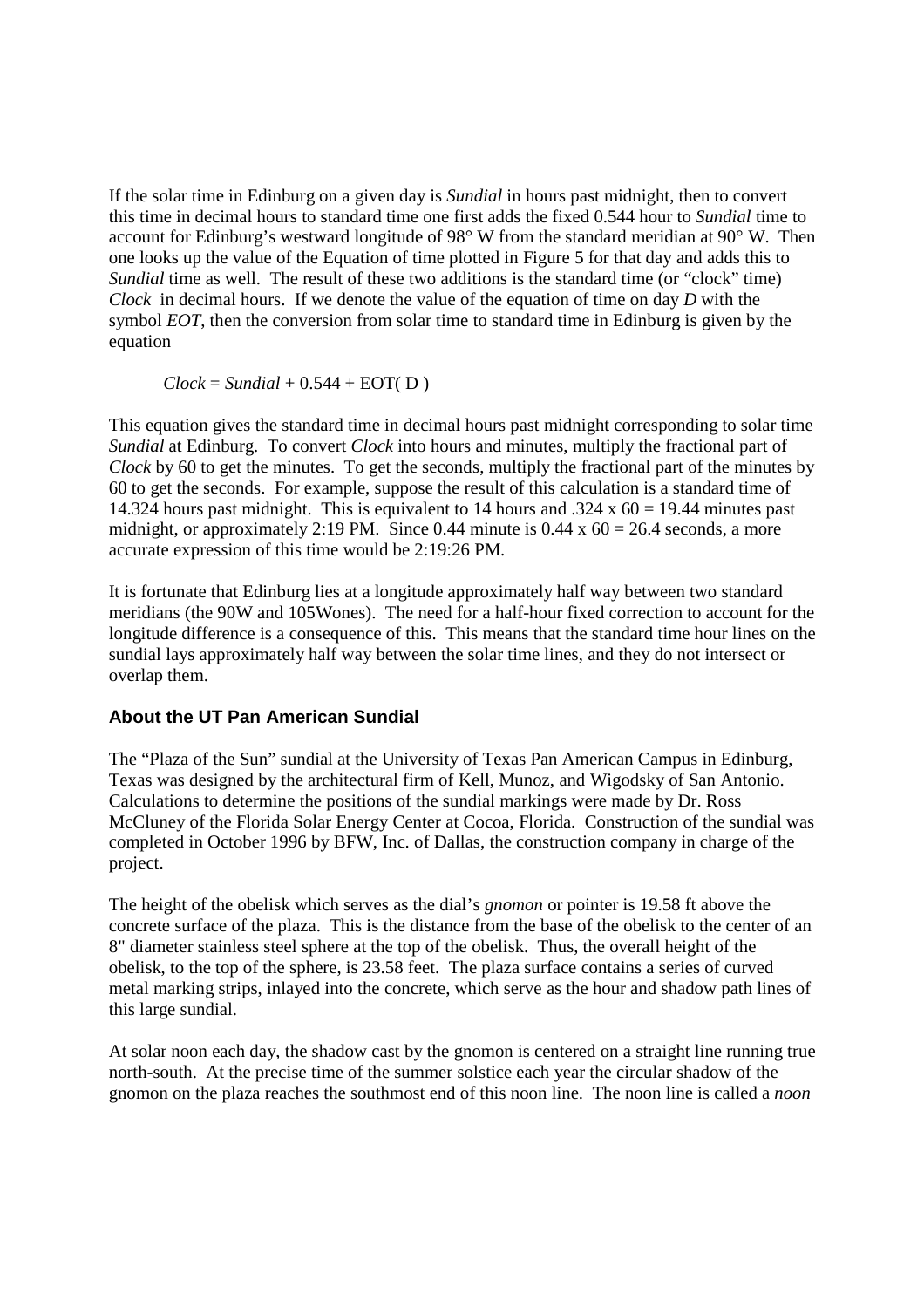If the solar time in Edinburg on a given day is *Sundial* in hours past midnight, then to convert this time in decimal hours to standard time one first adds the fixed 0.544 hour to *Sundial* time to account for Edinburg's westward longitude of 98° W from the standard meridian at 90° W. Then one looks up the value of the Equation of time plotted in Figure 5 for that day and adds this to *Sundial* time as well. The result of these two additions is the standard time (or "clock" time) *Clock* in decimal hours. If we denote the value of the equation of time on day *D* with the symbol *EOT*, then the conversion from solar time to standard time in Edinburg is given by the equation

$$Clock = Sundial + 0.544 + \mathrm{EOT}(D)$$

This equation gives the standard time in decimal hours past midnight corresponding to solar time *Sundial* at Edinburg. To convert *Clock* into hours and minutes, multiply the fractional part of *Clock* by 60 to get the minutes. To get the seconds, multiply the fractional part of the minutes by 60 to get the seconds. For example, suppose the result of this calculation is a standard time of 14.324 hours past midnight. This is equivalent to 14 hours and .324 x 60 = 19.44 minutes past midnight, or approximately 2:19 PM. Since 0.44 minute is 0.44 x 60 = 26.4 seconds, a more accurate expression of this time would be 2:19:26 PM.

It is fortunate that Edinburg lies at a longitude approximately half way between two standard meridians (the 90W and 105Wones). The need for a half-hour fixed correction to account for the longitude difference is a consequence of this. This means that the standard time hour lines on the sundial lays approximately half way between the solar time lines, and they do not intersect or overlap them.

### About the UT Pan American Sundial

The "Plaza of the Sun" sundial at the University of Texas Pan American Campus in Edinburg, Texas was designed by the architectural firm of Kell, Munoz, and Wigodsky of San Antonio. Calculations to determine the positions of the sundial markings were made by Dr. Ross McCluney of the Florida Solar Energy Center at Cocoa, Florida. Construction of the sundial was completed in October 1996 by BFW, Inc. of Dallas, the construction company in charge of the project.

The height of the obelisk which serves as the dial's *gnomon* or pointer is 19.58 ft above the concrete surface of the plaza. This is the distance from the base of the obelisk to the center of an 8" diameter stainless steel sphere at the top of the obelisk. Thus, the overall height of the obelisk, to the top of the sphere, is 23.58 feet. The plaza surface contains a series of curved metal marking strips, inlayed into the concrete, which serve as the hour and shadow path lines of this large sundial.

At solar noon each day, the shadow cast by the gnomon is centered on a straight line running true north-south. At the precise time of the summer solstice each year the circular shadow of the gnomon on the plaza reaches the southmost end of this noon line. The noon line is called a *noon*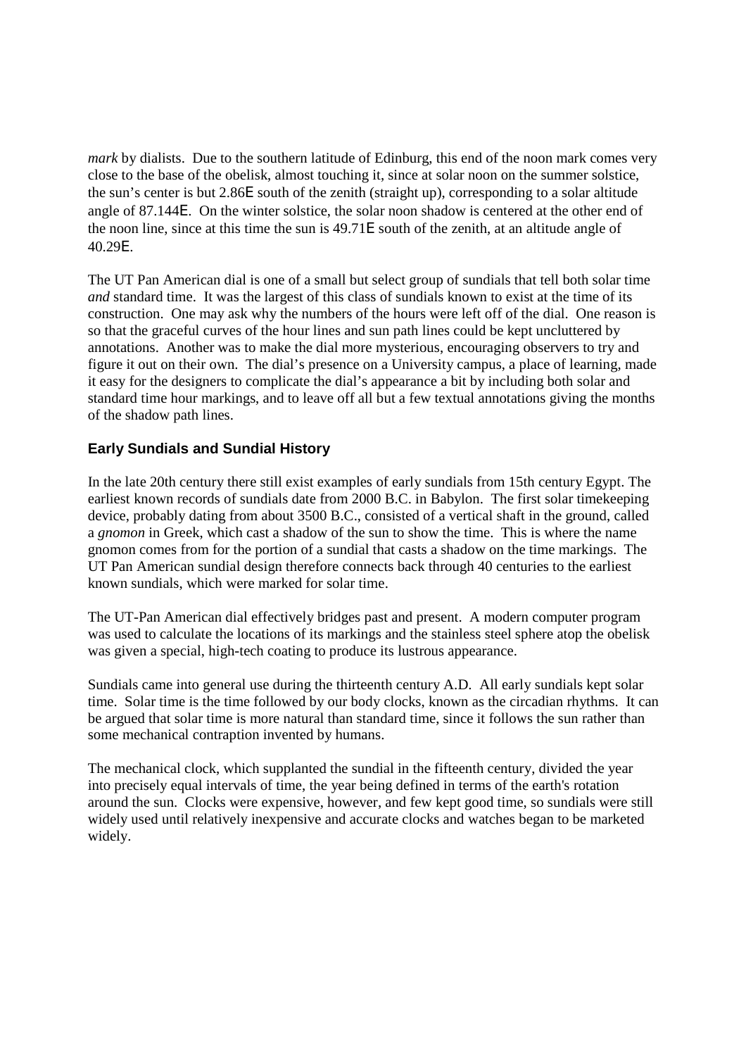*mark* by dialists. Due to the southern latitude of Edinburg, this end of the noon mark comes very close to the base of the obelisk, almost touching it, since at solar noon on the summer solstice, the sun's center is but 2.86E south of the zenith (straight up), corresponding to a solar altitude angle of 87.144E. On the winter solstice, the solar noon shadow is centered at the other end of the noon line, since at this time the sun is 49.71E south of the zenith, at an altitude angle of 40.29E.

The UT Pan American dial is one of a small but select group of sundials that tell both solar time *and* standard time. It was the largest of this class of sundials known to exist at the time of its construction. One may ask why the numbers of the hours were left off of the dial. One reason is so that the graceful curves of the hour lines and sun path lines could be kept uncluttered by annotations. Another was to make the dial more mysterious, encouraging observers to try and figure it out on their own. The dial's presence on a University campus, a place of learning, made it easy for the designers to complicate the dial's appearance a bit by including both solar and standard time hour markings, and to leave off all but a few textual annotations giving the months of the shadow path lines.

### Early Sundials and Sundial History

In the late 20th century there still exist examples of early sundials from 15th century Egypt. The earliest known records of sundials date from 2000 B.C. in Babylon. The first solar timekeeping device, probably dating from about 3500 B.C., consisted of a vertical shaft in the ground, called a *gnomon* in Greek, which cast a shadow of the sun to show the time. This is where the name gnomon comes from for the portion of a sundial that casts a shadow on the time markings. The UT Pan American sundial design therefore connects back through 40 centuries to the earliest known sundials, which were marked for solar time.

The UT-Pan American dial effectively bridges past and present. A modern computer program was used to calculate the locations of its markings and the stainless steel sphere atop the obelisk was given a special, high-tech coating to produce its lustrous appearance.

Sundials came into general use during the thirteenth century A.D. All early sundials kept solar time. Solar time is the time followed by our body clocks, known as the circadian rhythms. It can be argued that solar time is more natural than standard time, since it follows the sun rather than some mechanical contraption invented by humans.

The mechanical clock, which supplanted the sundial in the fifteenth century, divided the year into precisely equal intervals of time, the year being defined in terms of the earth's rotation around the sun. Clocks were expensive, however, and few kept good time, so sundials were still widely used until relatively inexpensive and accurate clocks and watches began to be marketed widely.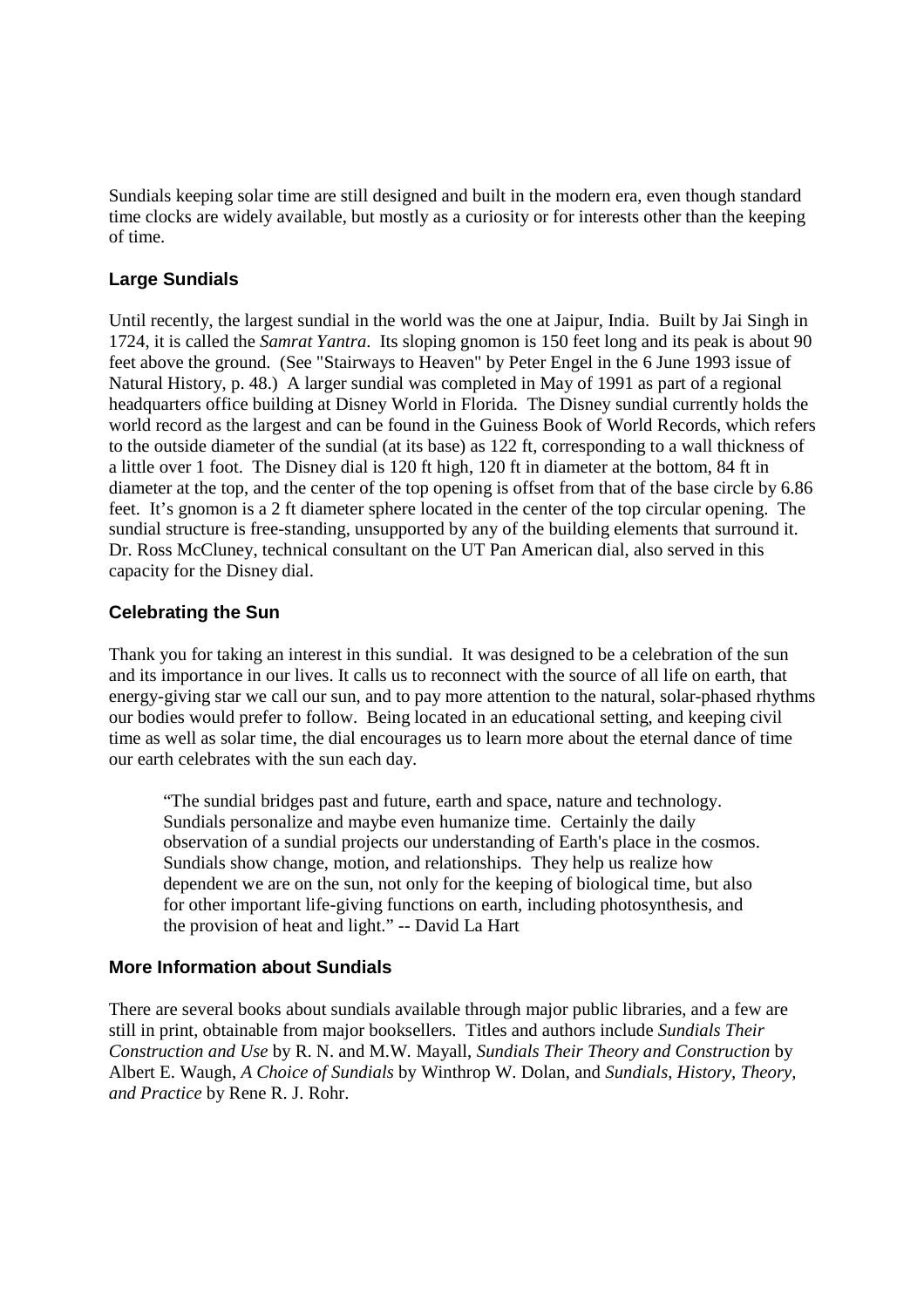Sundials keeping solar time are still designed and built in the modern era, even though standard time clocks are widely available, but mostly as a curiosity or for interests other than the keeping of time.

### Large Sundials

Until recently, the largest sundial in the world was the one at Jaipur, India. Built by Jai Singh in 1724, it is called the *Samrat Yantra*. Its sloping gnomon is 150 feet long and its peak is about 90 feet above the ground. (See "Stairways to Heaven" by Peter Engel in the 6 June 1993 issue of Natural History, p. 48.) A larger sundial was completed in May of 1991 as part of a regional headquarters office building at Disney World in Florida. The Disney sundial currently holds the world record as the largest and can be found in the Guiness Book of World Records, which refers to the outside diameter of the sundial (at its base) as 122 ft, corresponding to a wall thickness of a little over 1 foot. The Disney dial is 120 ft high, 120 ft in diameter at the bottom, 84 ft in diameter at the top, and the center of the top opening is offset from that of the base circle by 6.86 feet. It's gnomon is a 2 ft diameter sphere located in the center of the top circular opening. The sundial structure is free-standing, unsupported by any of the building elements that surround it. Dr. Ross McCluney, technical consultant on the UT Pan American dial, also served in this capacity for the Disney dial.

### Celebrating the Sun

Thank you for taking an interest in this sundial. It was designed to be a celebration of the sun and its importance in our lives. It calls us to reconnect with the source of all life on earth, that energy-giving star we call our sun, and to pay more attention to the natural, solar-phased rhythms our bodies would prefer to follow. Being located in an educational setting, and keeping civil time as well as solar time, the dial encourages us to learn more about the eternal dance of time our earth celebrates with the sun each day.

> "The sundial bridges past and future, earth and space, nature and technology. Sundials personalize and maybe even humanize time. Certainly the daily observation of a sundial projects our understanding of Earth's place in the cosmos. Sundials show change, motion, and relationships. They help us realize how dependent we are on the sun, not only for the keeping of biological time, but also for other important life-giving functions on earth, including photosynthesis, and the provision of heat and light." -- David La Hart

### More Information about Sundials

There are several books about sundials available through major public libraries, and a few are still in print, obtainable from major booksellers. Titles and authors include *Sundials Their Construction and Use* by R. N. and M.W. Mayall, *Sundials Their Theory and Construction* by Albert E. Waugh, *A Choice of Sundials* by Winthrop W. Dolan, and *Sundials, History, Theory, and Practice* by Rene R. J. Rohr.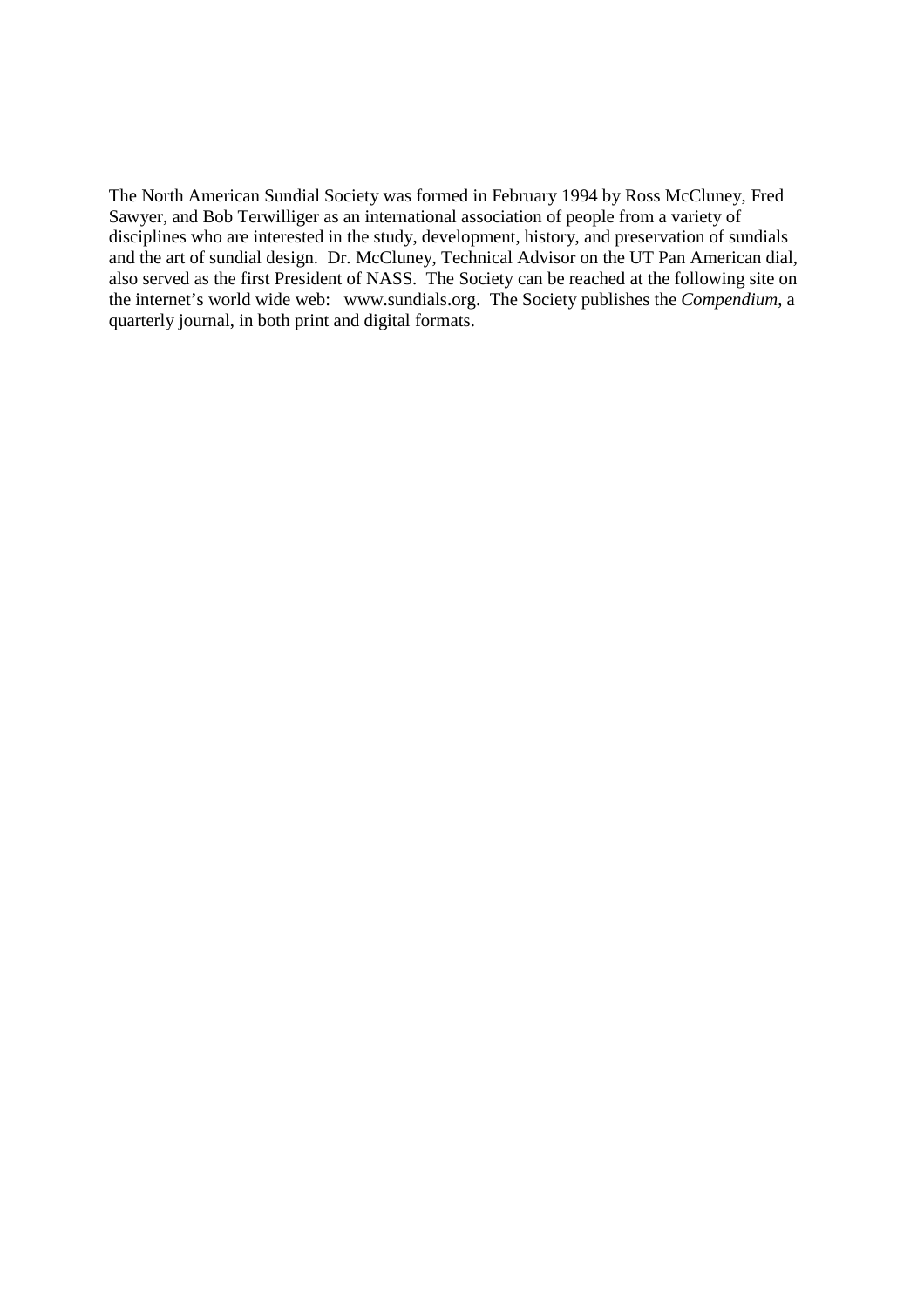The North American Sundial Society was formed in February 1994 by Ross McCluney, Fred Sawyer, and Bob Terwilliger as an international association of people from a variety of disciplines who are interested in the study, development, history, and preservation of sundials and the art of sundial design. Dr. McCluney, Technical Advisor on the UT Pan American dial, also served as the first President of NASS. The Society can be reached at the following site on the internet's world wide web: www.sundials.org. The Society publishes the *Compendium*, a quarterly journal, in both print and digital formats.